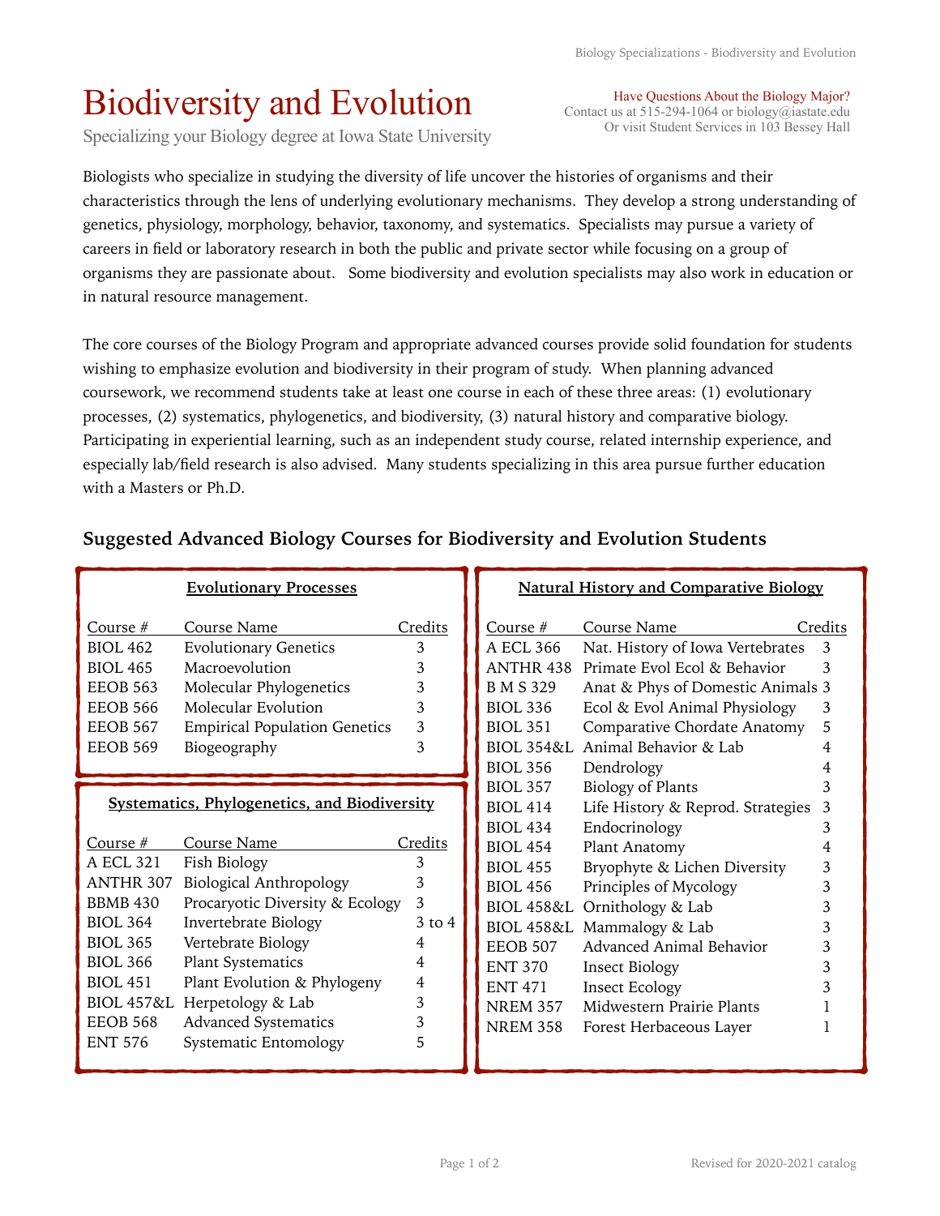# Biodiversity and Evolution

Specializing your Biology degree at Iowa State University

Have Questions About the Biology Major?
Contact us at 515-294-1064 or biology@iastate.edu
Or visit Student Services in 103 Bessey Hall

Biologists who specialize in studying the diversity of life uncover the histories of organisms and their characteristics through the lens of underlying evolutionary mechanisms. They develop a strong understanding of genetics, physiology, morphology, behavior, taxonomy, and systematics. Specialists may pursue a variety of careers in field or laboratory research in both the public and private sector while focusing on a group of organisms they are passionate about. Some biodiversity and evolution specialists may also work in education or in natural resource management.

The core courses of the Biology Program and appropriate advanced courses provide solid foundation for students wishing to emphasize evolution and biodiversity in their program of study. When planning advanced coursework, we recommend students take at least one course in each of these three areas: (1) evolutionary processes, (2) systematics, phylogenetics, and biodiversity, (3) natural history and comparative biology. Participating in experiential learning, such as an independent study course, related internship experience, and especially lab/field research is also advised. Many students specializing in this area pursue further education with a Masters or Ph.D.

## Suggested Advanced Biology Courses for Biodiversity and Evolution Students

### Evolutionary Processes

| Course # | Course Name | Credits |
|---|---|---|
| BIOL 462 | Evolutionary Genetics | 3 |
| BIOL 465 | Macroevolution | 3 |
| EEOB 563 | Molecular Phylogenetics | 3 |
| EEOB 566 | Molecular Evolution | 3 |
| EEOB 567 | Empirical Population Genetics | 3 |
| EEOB 569 | Biogeography | 3 |

### Systematics, Phylogenetics, and Biodiversity

| Course # | Course Name | Credits |
|---|---|---|
| A ECL 321 | Fish Biology | 3 |
| ANTHR 307 | Biological Anthropology | 3 |
| BBMB 430 | Procaryotic Diversity & Ecology | 3 |
| BIOL 364 | Invertebrate Biology | 3 to 4 |
| BIOL 365 | Vertebrate Biology | 4 |
| BIOL 366 | Plant Systematics | 4 |
| BIOL 451 | Plant Evolution & Phylogeny | 4 |
| BIOL 457&L | Herpetology & Lab | 3 |
| EEOB 568 | Advanced Systematics | 3 |
| ENT 576 | Systematic Entomology | 5 |

### Natural History and Comparative Biology

| Course # | Course Name | Credits |
|---|---|---|
| A ECL 366 | Nat. History of Iowa Vertebrates | 3 |
| ANTHR 438 | Primate Evol Ecol & Behavior | 3 |
| B M S 329 | Anat & Phys of Domestic Animals | 3 |
| BIOL 336 | Ecol & Evol Animal Physiology | 3 |
| BIOL 351 | Comparative Chordate Anatomy | 5 |
| BIOL 354&L | Animal Behavior & Lab | 4 |
| BIOL 356 | Dendrology | 4 |
| BIOL 357 | Biology of Plants | 3 |
| BIOL 414 | Life History & Reprod. Strategies | 3 |
| BIOL 434 | Endocrinology | 3 |
| BIOL 454 | Plant Anatomy | 4 |
| BIOL 455 | Bryophyte & Lichen Diversity | 3 |
| BIOL 456 | Principles of Mycology | 3 |
| BIOL 458&L | Ornithology & Lab | 3 |
| BIOL 458&L | Mammalogy & Lab | 3 |
| EEOB 507 | Advanced Animal Behavior | 3 |
| ENT 370 | Insect Biology | 3 |
| ENT 471 | Insect Ecology | 3 |
| NREM 357 | Midwestern Prairie Plants | 1 |
| NREM 358 | Forest Herbaceous Layer | 1 |

Revised for 2020-2021 catalog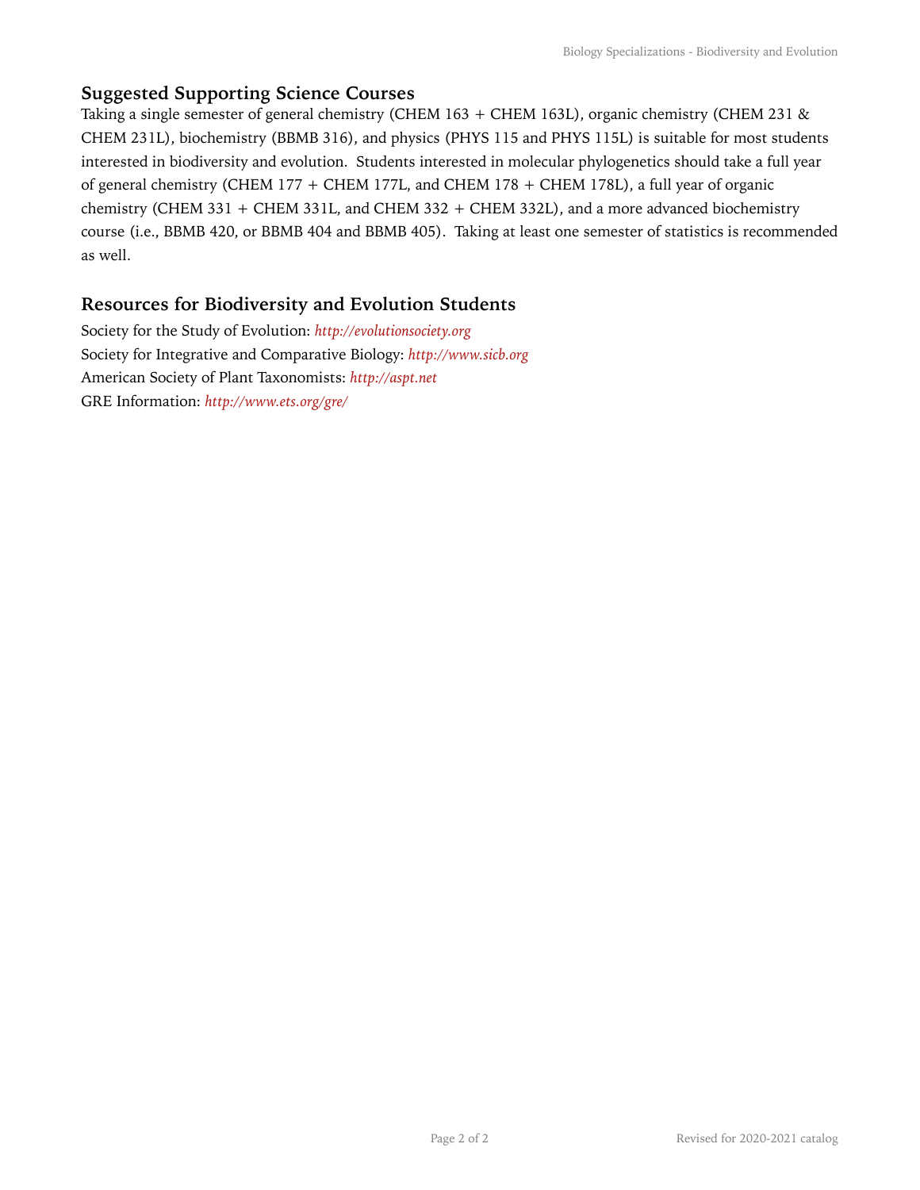## Suggested Supporting Science Courses

Taking a single semester of general chemistry (CHEM 163 + CHEM 163L), organic chemistry (CHEM 231 & CHEM 231L), biochemistry (BBMB 316), and physics (PHYS 115 and PHYS 115L) is suitable for most students interested in biodiversity and evolution. Students interested in molecular phylogenetics should take a full year of general chemistry (CHEM 177 + CHEM 177L, and CHEM 178 + CHEM 178L), a full year of organic chemistry (CHEM 331 + CHEM 331L, and CHEM 332 + CHEM 332L), and a more advanced biochemistry course (i.e., BBMB 420, or BBMB 404 and BBMB 405). Taking at least one semester of statistics is recommended as well.

## Resources for Biodiversity and Evolution Students

Society for the Study of Evolution: *http://evolutionsociety.org*
Society for Integrative and Comparative Biology: *http://www.sicb.org*
American Society of Plant Taxonomists: *http://aspt.net*
GRE Information: *http://www.ets.org/gre/*

Revised for 2020-2021 catalog